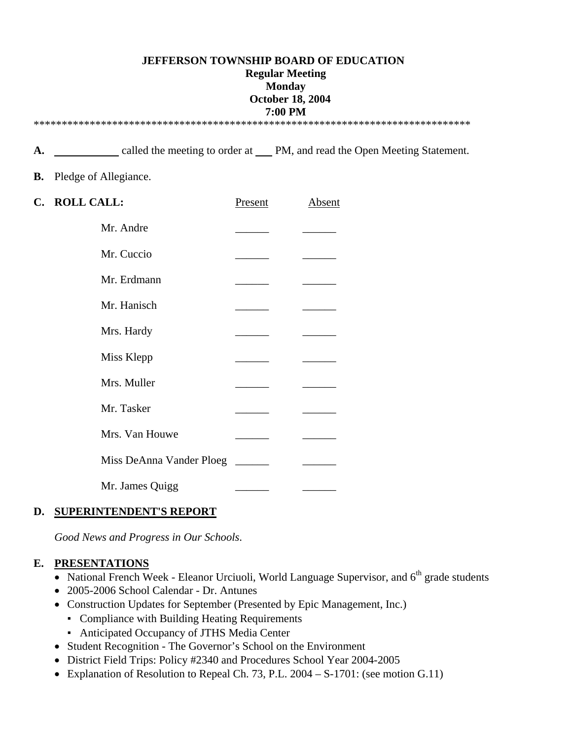**JEFFERSON TOWNSHIP BOARD OF EDUCATION**
**Regular Meeting**
**Monday**
**October 18, 2004**
**7:00 PM**

********************************************************************************

**A.** ____________ called the meeting to order at ___ PM, and read the Open Meeting Statement.

**B.** Pledge of Allegiance.

**C. ROLL CALL:**

| | Present | Absent |
|---|---|---|
| Mr. Andre | ______ | ______ |
| Mr. Cuccio | ______ | ______ |
| Mr. Erdmann | ______ | ______ |
| Mr. Hanisch | ______ | ______ |
| Mrs. Hardy | ______ | ______ |
| Miss Klepp | ______ | ______ |
| Mrs. Muller | ______ | ______ |
| Mr. Tasker | ______ | ______ |
| Mrs. Van Houwe | ______ | ______ |
| Miss DeAnna Vander Ploeg | ______ | ______ |
| Mr. James Quigg | ______ | ______ |

**D. SUPERINTENDENT'S REPORT**

*Good News and Progress in Our Schools*.

**E. PRESENTATIONS**

- National French Week - Eleanor Urciuoli, World Language Supervisor, and 6th grade students
- 2005-2006 School Calendar - Dr. Antunes
- Construction Updates for September (Presented by Epic Management, Inc.)
  - Compliance with Building Heating Requirements
  - Anticipated Occupancy of JTHS Media Center
- Student Recognition - The Governor's School on the Environment
- District Field Trips: Policy #2340 and Procedures School Year 2004-2005
- Explanation of Resolution to Repeal Ch. 73, P.L. 2004 – S-1701: (see motion G.11)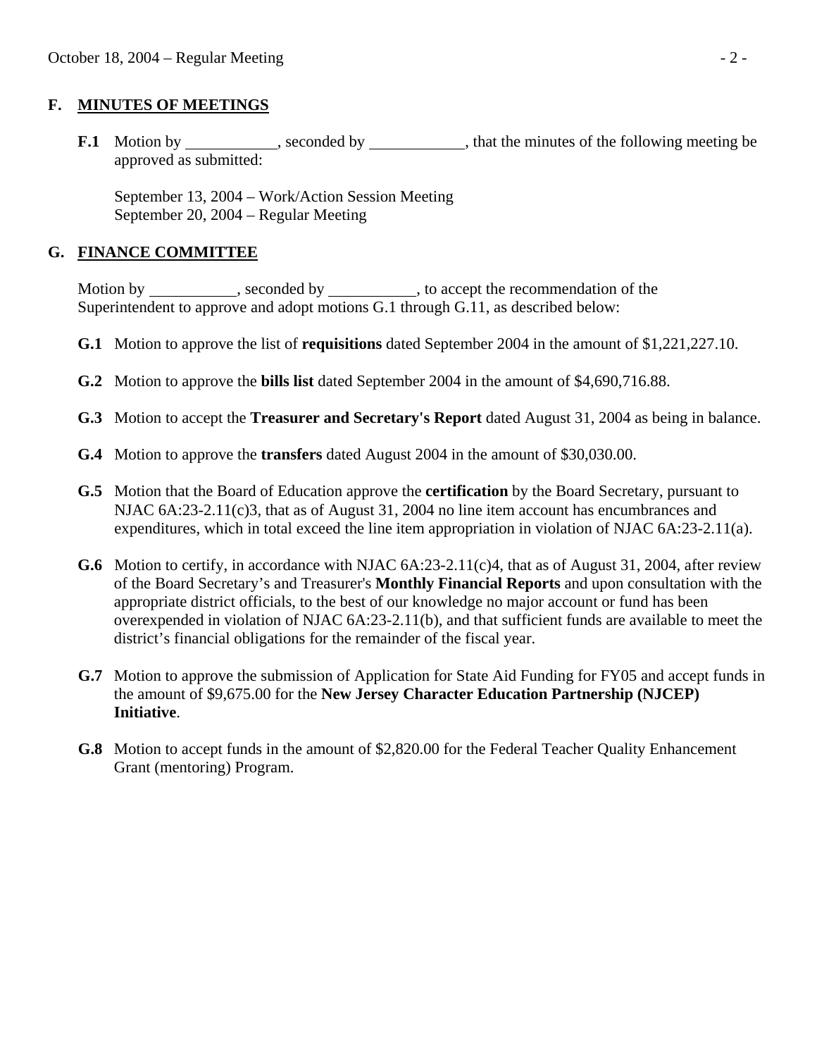## F. MINUTES OF MEETINGS

**F.1** Motion by ___________, seconded by ___________, that the minutes of the following meeting be approved as submitted:

September 13, 2004 – Work/Action Session Meeting
September 20, 2004 – Regular Meeting

## G. FINANCE COMMITTEE

Motion by ___________, seconded by ___________, to accept the recommendation of the Superintendent to approve and adopt motions G.1 through G.11, as described below:

**G.1** Motion to approve the list of **requisitions** dated September 2004 in the amount of $1,221,227.10.

**G.2** Motion to approve the **bills list** dated September 2004 in the amount of $4,690,716.88.

**G.3** Motion to accept the **Treasurer and Secretary's Report** dated August 31, 2004 as being in balance.

**G.4** Motion to approve the **transfers** dated August 2004 in the amount of $30,030.00.

**G.5** Motion that the Board of Education approve the **certification** by the Board Secretary, pursuant to NJAC 6A:23-2.11(c)3, that as of August 31, 2004 no line item account has encumbrances and expenditures, which in total exceed the line item appropriation in violation of NJAC 6A:23-2.11(a).

**G.6** Motion to certify, in accordance with NJAC 6A:23-2.11(c)4, that as of August 31, 2004, after review of the Board Secretary's and Treasurer's **Monthly Financial Reports** and upon consultation with the appropriate district officials, to the best of our knowledge no major account or fund has been overexpended in violation of NJAC 6A:23-2.11(b), and that sufficient funds are available to meet the district's financial obligations for the remainder of the fiscal year.

**G.7** Motion to approve the submission of Application for State Aid Funding for FY05 and accept funds in the amount of $9,675.00 for the **New Jersey Character Education Partnership (NJCEP) Initiative**.

**G.8** Motion to accept funds in the amount of $2,820.00 for the Federal Teacher Quality Enhancement Grant (mentoring) Program.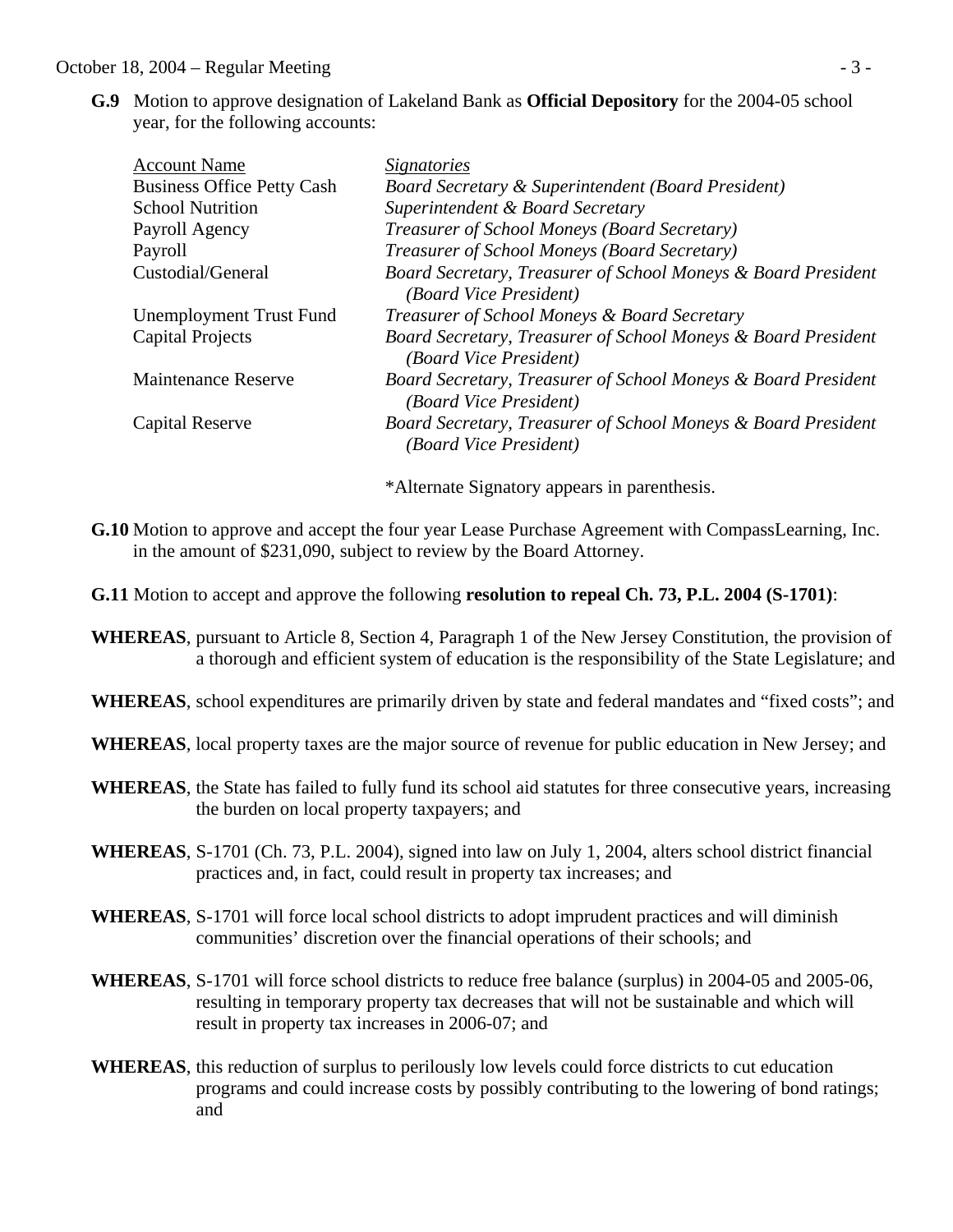**G.9** Motion to approve designation of Lakeland Bank as **Official Depository** for the 2004-05 school year, for the following accounts:

| Account Name | *Signatories* |
|---|---|
| Business Office Petty Cash | *Board Secretary & Superintendent (Board President)* |
| School Nutrition | *Superintendent & Board Secretary* |
| Payroll Agency | *Treasurer of School Moneys (Board Secretary)* |
| Payroll | *Treasurer of School Moneys (Board Secretary)* |
| Custodial/General | *Board Secretary, Treasurer of School Moneys & Board President (Board Vice President)* |
| Unemployment Trust Fund | *Treasurer of School Moneys & Board Secretary* |
| Capital Projects | *Board Secretary, Treasurer of School Moneys & Board President (Board Vice President)* |
| Maintenance Reserve | *Board Secretary, Treasurer of School Moneys & Board President (Board Vice President)* |
| Capital Reserve | *Board Secretary, Treasurer of School Moneys & Board President (Board Vice President)* |

*Alternate Signatory appears in parenthesis.

**G.10** Motion to approve and accept the four year Lease Purchase Agreement with CompassLearning, Inc. in the amount of $231,090, subject to review by the Board Attorney.

**G.11** Motion to accept and approve the following **resolution to repeal Ch. 73, P.L. 2004 (S-1701)**:

**WHEREAS**, pursuant to Article 8, Section 4, Paragraph 1 of the New Jersey Constitution, the provision of a thorough and efficient system of education is the responsibility of the State Legislature; and

**WHEREAS**, school expenditures are primarily driven by state and federal mandates and "fixed costs"; and

**WHEREAS**, local property taxes are the major source of revenue for public education in New Jersey; and

**WHEREAS**, the State has failed to fully fund its school aid statutes for three consecutive years, increasing the burden on local property taxpayers; and

**WHEREAS**, S-1701 (Ch. 73, P.L. 2004), signed into law on July 1, 2004, alters school district financial practices and, in fact, could result in property tax increases; and

**WHEREAS**, S-1701 will force local school districts to adopt imprudent practices and will diminish communities' discretion over the financial operations of their schools; and

**WHEREAS**, S-1701 will force school districts to reduce free balance (surplus) in 2004-05 and 2005-06, resulting in temporary property tax decreases that will not be sustainable and which will result in property tax increases in 2006-07; and

**WHEREAS**, this reduction of surplus to perilously low levels could force districts to cut education programs and could increase costs by possibly contributing to the lowering of bond ratings; and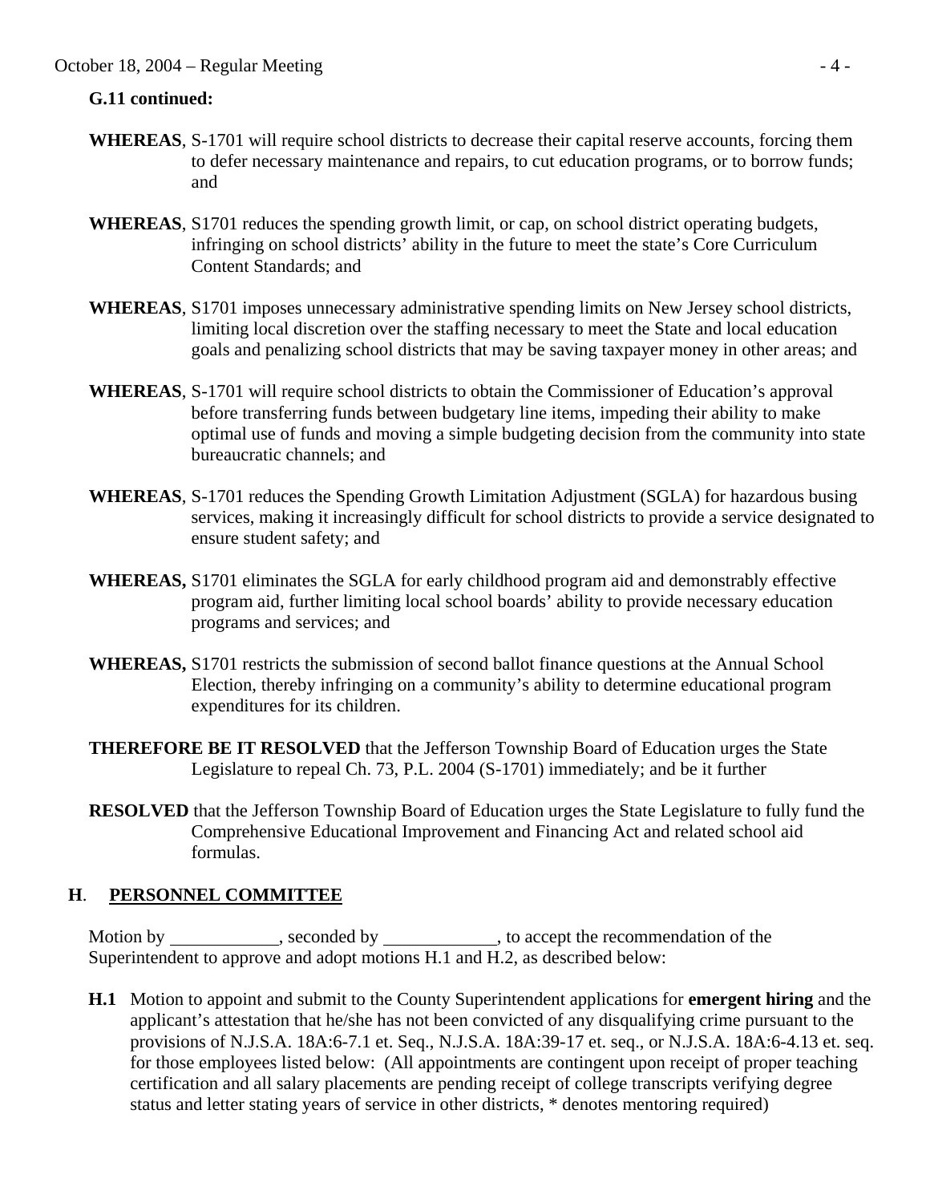**G.11 continued:**

**WHEREAS**, S-1701 will require school districts to decrease their capital reserve accounts, forcing them to defer necessary maintenance and repairs, to cut education programs, or to borrow funds; and

**WHEREAS**, S1701 reduces the spending growth limit, or cap, on school district operating budgets, infringing on school districts' ability in the future to meet the state's Core Curriculum Content Standards; and

**WHEREAS**, S1701 imposes unnecessary administrative spending limits on New Jersey school districts, limiting local discretion over the staffing necessary to meet the State and local education goals and penalizing school districts that may be saving taxpayer money in other areas; and

**WHEREAS**, S-1701 will require school districts to obtain the Commissioner of Education's approval before transferring funds between budgetary line items, impeding their ability to make optimal use of funds and moving a simple budgeting decision from the community into state bureaucratic channels; and

**WHEREAS**, S-1701 reduces the Spending Growth Limitation Adjustment (SGLA) for hazardous busing services, making it increasingly difficult for school districts to provide a service designated to ensure student safety; and

**WHEREAS,** S1701 eliminates the SGLA for early childhood program aid and demonstrably effective program aid, further limiting local school boards' ability to provide necessary education programs and services; and

**WHEREAS,** S1701 restricts the submission of second ballot finance questions at the Annual School Election, thereby infringing on a community's ability to determine educational program expenditures for its children.

**THEREFORE BE IT RESOLVED** that the Jefferson Township Board of Education urges the State Legislature to repeal Ch. 73, P.L. 2004 (S-1701) immediately; and be it further

**RESOLVED** that the Jefferson Township Board of Education urges the State Legislature to fully fund the Comprehensive Educational Improvement and Financing Act and related school aid formulas.

## H. PERSONNEL COMMITTEE

Motion by ____________, seconded by ____________, to accept the recommendation of the Superintendent to approve and adopt motions H.1 and H.2, as described below:

**H.1** Motion to appoint and submit to the County Superintendent applications for **emergent hiring** and the applicant's attestation that he/she has not been convicted of any disqualifying crime pursuant to the provisions of N.J.S.A. 18A:6-7.1 et. Seq., N.J.S.A. 18A:39-17 et. seq., or N.J.S.A. 18A:6-4.13 et. seq. for those employees listed below: (All appointments are contingent upon receipt of proper teaching certification and all salary placements are pending receipt of college transcripts verifying degree status and letter stating years of service in other districts, * denotes mentoring required)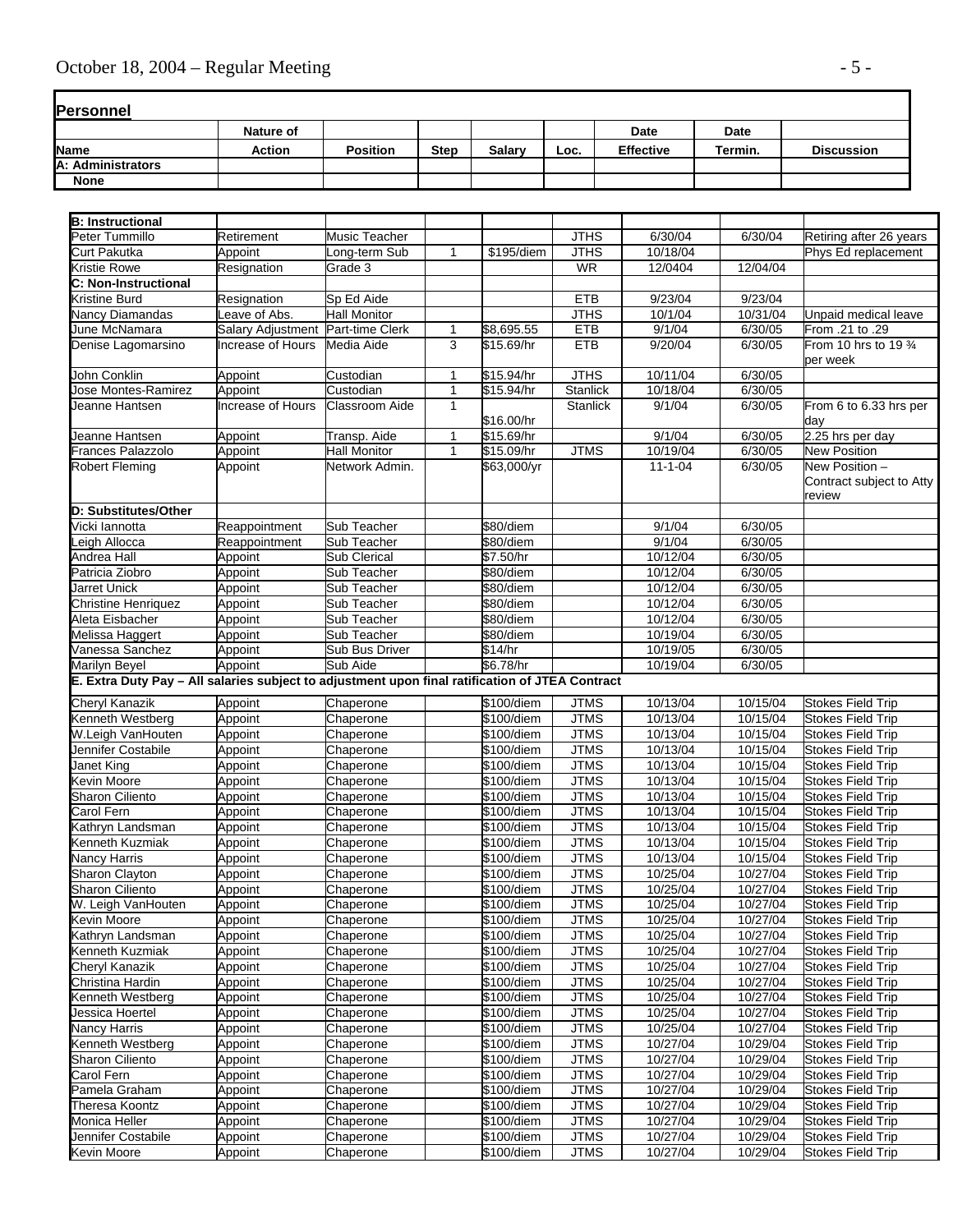## Personnel

| Name | Nature of Action | Position | Step | Salary | Loc. | Date Effective | Date Termin. | Discussion |
|---|---|---|---|---|---|---|---|---|
| **A: Administrators** | | | | | | | | |
| **None** | | | | | | | | |

| Name | Nature of Action | Position | Step | Salary | Loc. | Date Effective | Date Termin. | Discussion |
|---|---|---|---|---|---|---|---|---|
| **B: Instructional** | | | | | | | | |
| Peter Tummillo | Retirement | Music Teacher | | | JTHS | 6/30/04 | 6/30/04 | Retiring after 26 years |
| Curt Pakutka | Appoint | Long-term Sub | 1 | $195/diem | JTHS | 10/18/04 | | Phys Ed replacement |
| Kristie Rowe | Resignation | Grade 3 | | | WR | 12/0404 | 12/04/04 | |
| **C: Non-Instructional** | | | | | | | | |
| Kristine Burd | Resignation | Sp Ed Aide | | | ETB | 9/23/04 | 9/23/04 | |
| Nancy Diamandas | Leave of Abs. | Hall Monitor | | | JTHS | 10/1/04 | 10/31/04 | Unpaid medical leave |
| June McNamara | Salary Adjustment | Part-time Clerk | 1 | $8,695.55 | ETB | 9/1/04 | 6/30/05 | From .21 to .29 |
| Denise Lagomarsino | Increase of Hours | Media Aide | 3 | $15.69/hr | ETB | 9/20/04 | 6/30/05 | From 10 hrs to 19 ¾ per week |
| John Conklin | Appoint | Custodian | 1 | $15.94/hr | JTHS | 10/11/04 | 6/30/05 | |
| Jose Montes-Ramirez | Appoint | Custodian | 1 | $15.94/hr | Stanlick | 10/18/04 | 6/30/05 | |
| Jeanne Hantsen | Increase of Hours | Classroom Aide | 1 | $16.00/hr | Stanlick | 9/1/04 | 6/30/05 | From 6 to 6.33 hrs per day |
| Jeanne Hantsen | Appoint | Transp. Aide | 1 | $15.69/hr | | 9/1/04 | 6/30/05 | 2.25 hrs per day |
| Frances Palazzolo | Appoint | Hall Monitor | 1 | $15.09/hr | JTMS | 10/19/04 | 6/30/05 | New Position |
| Robert Fleming | Appoint | Network Admin. | | $63,000/yr | | 11-1-04 | 6/30/05 | New Position – Contract subject to Atty review |
| **D: Substitutes/Other** | | | | | | | | |
| Vicki Iannotta | Reappointment | Sub Teacher | | $80/diem | | 9/1/04 | 6/30/05 | |
| Leigh Allocca | Reappointment | Sub Teacher | | $80/diem | | 9/1/04 | 6/30/05 | |
| Andrea Hall | Appoint | Sub Clerical | | $7.50/hr | | 10/12/04 | 6/30/05 | |
| Patricia Ziobro | Appoint | Sub Teacher | | $80/diem | | 10/12/04 | 6/30/05 | |
| Jarret Unick | Appoint | Sub Teacher | | $80/diem | | 10/12/04 | 6/30/05 | |
| Christine Henriquez | Appoint | Sub Teacher | | $80/diem | | 10/12/04 | 6/30/05 | |
| Aleta Eisbacher | Appoint | Sub Teacher | | $80/diem | | 10/12/04 | 6/30/05 | |
| Melissa Haggert | Appoint | Sub Teacher | | $80/diem | | 10/19/04 | 6/30/05 | |
| Vanessa Sanchez | Appoint | Sub Bus Driver | | $14/hr | | 10/19/05 | 6/30/05 | |
| Marilyn Beyel | Appoint | Sub Aide | | $6.78/hr | | 10/19/04 | 6/30/05 | |
| **E. Extra Duty Pay – All salaries subject to adjustment upon final ratification of JTEA Contract** | | | | | | | | |
| Cheryl Kanazik | Appoint | Chaperone | | $100/diem | JTMS | 10/13/04 | 10/15/04 | Stokes Field Trip |
| Kenneth Westberg | Appoint | Chaperone | | $100/diem | JTMS | 10/13/04 | 10/15/04 | Stokes Field Trip |
| W.Leigh VanHouten | Appoint | Chaperone | | $100/diem | JTMS | 10/13/04 | 10/15/04 | Stokes Field Trip |
| Jennifer Costabile | Appoint | Chaperone | | $100/diem | JTMS | 10/13/04 | 10/15/04 | Stokes Field Trip |
| Janet King | Appoint | Chaperone | | $100/diem | JTMS | 10/13/04 | 10/15/04 | Stokes Field Trip |
| Kevin Moore | Appoint | Chaperone | | $100/diem | JTMS | 10/13/04 | 10/15/04 | Stokes Field Trip |
| Sharon Ciliento | Appoint | Chaperone | | $100/diem | JTMS | 10/13/04 | 10/15/04 | Stokes Field Trip |
| Carol Fern | Appoint | Chaperone | | $100/diem | JTMS | 10/13/04 | 10/15/04 | Stokes Field Trip |
| Kathryn Landsman | Appoint | Chaperone | | $100/diem | JTMS | 10/13/04 | 10/15/04 | Stokes Field Trip |
| Kenneth Kuzmiak | Appoint | Chaperone | | $100/diem | JTMS | 10/13/04 | 10/15/04 | Stokes Field Trip |
| Nancy Harris | Appoint | Chaperone | | $100/diem | JTMS | 10/13/04 | 10/15/04 | Stokes Field Trip |
| Sharon Clayton | Appoint | Chaperone | | $100/diem | JTMS | 10/25/04 | 10/27/04 | Stokes Field Trip |
| Sharon Ciliento | Appoint | Chaperone | | $100/diem | JTMS | 10/25/04 | 10/27/04 | Stokes Field Trip |
| W. Leigh VanHouten | Appoint | Chaperone | | $100/diem | JTMS | 10/25/04 | 10/27/04 | Stokes Field Trip |
| Kevin Moore | Appoint | Chaperone | | $100/diem | JTMS | 10/25/04 | 10/27/04 | Stokes Field Trip |
| Kathryn Landsman | Appoint | Chaperone | | $100/diem | JTMS | 10/25/04 | 10/27/04 | Stokes Field Trip |
| Kenneth Kuzmiak | Appoint | Chaperone | | $100/diem | JTMS | 10/25/04 | 10/27/04 | Stokes Field Trip |
| Cheryl Kanazik | Appoint | Chaperone | | $100/diem | JTMS | 10/25/04 | 10/27/04 | Stokes Field Trip |
| Christina Hardin | Appoint | Chaperone | | $100/diem | JTMS | 10/25/04 | 10/27/04 | Stokes Field Trip |
| Kenneth Westberg | Appoint | Chaperone | | $100/diem | JTMS | 10/25/04 | 10/27/04 | Stokes Field Trip |
| Jessica Hoertel | Appoint | Chaperone | | $100/diem | JTMS | 10/25/04 | 10/27/04 | Stokes Field Trip |
| Nancy Harris | Appoint | Chaperone | | $100/diem | JTMS | 10/25/04 | 10/27/04 | Stokes Field Trip |
| Kenneth Westberg | Appoint | Chaperone | | $100/diem | JTMS | 10/27/04 | 10/29/04 | Stokes Field Trip |
| Sharon Ciliento | Appoint | Chaperone | | $100/diem | JTMS | 10/27/04 | 10/29/04 | Stokes Field Trip |
| Carol Fern | Appoint | Chaperone | | $100/diem | JTMS | 10/27/04 | 10/29/04 | Stokes Field Trip |
| Pamela Graham | Appoint | Chaperone | | $100/diem | JTMS | 10/27/04 | 10/29/04 | Stokes Field Trip |
| Theresa Koontz | Appoint | Chaperone | | $100/diem | JTMS | 10/27/04 | 10/29/04 | Stokes Field Trip |
| Monica Heller | Appoint | Chaperone | | $100/diem | JTMS | 10/27/04 | 10/29/04 | Stokes Field Trip |
| Jennifer Costabile | Appoint | Chaperone | | $100/diem | JTMS | 10/27/04 | 10/29/04 | Stokes Field Trip |
| Kevin Moore | Appoint | Chaperone | | $100/diem | JTMS | 10/27/04 | 10/29/04 | Stokes Field Trip |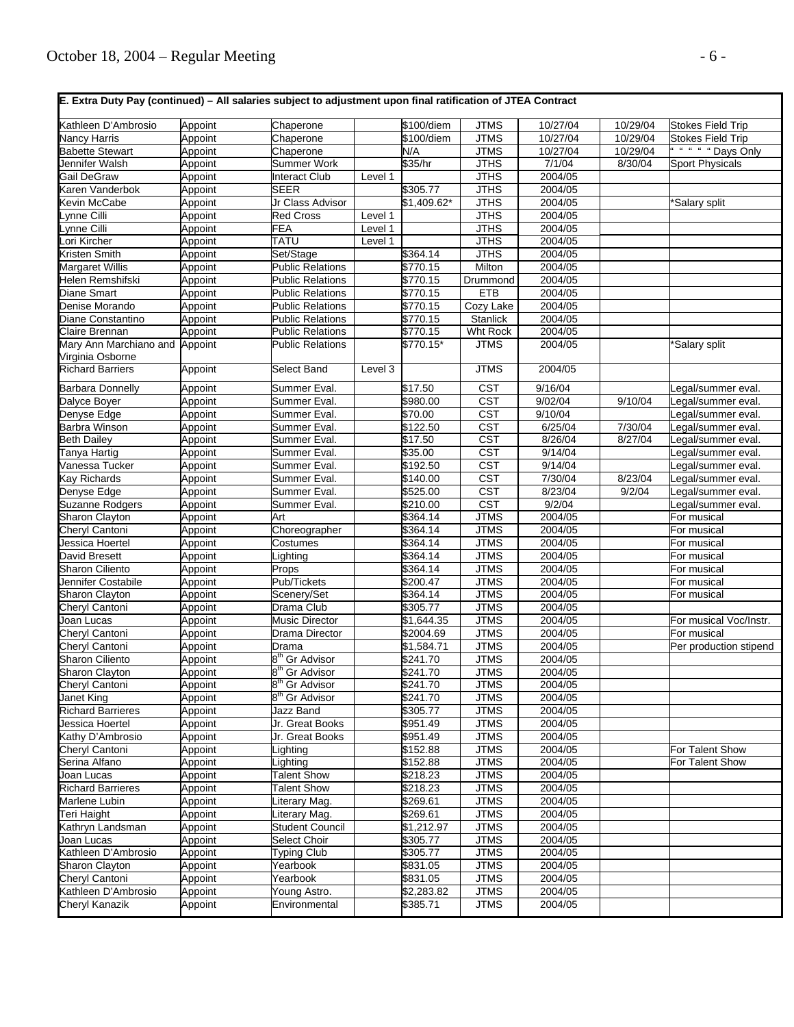**E. Extra Duty Pay (continued) – All salaries subject to adjustment upon final ratification of JTEA Contract**

| | | | | | | | | |
|---|---|---|---|---|---|---|---|---|
| Kathleen D'Ambrosio | Appoint | Chaperone | | $100/diem | JTMS | 10/27/04 | 10/29/04 | Stokes Field Trip |
| Nancy Harris | Appoint | Chaperone | | $100/diem | JTMS | 10/27/04 | 10/29/04 | Stokes Field Trip |
| Babette Stewart | Appoint | Chaperone | | N/A | JTMS | 10/27/04 | 10/29/04 | " " " " " Days Only |
| Jennifer Walsh | Appoint | Summer Work | | $35/hr | JTHS | 7/1/04 | 8/30/04 | Sport Physicals |
| Gail DeGraw | Appoint | Interact Club | Level 1 | | JTHS | 2004/05 | | |
| Karen Vanderbok | Appoint | SEER | | $305.77 | JTHS | 2004/05 | | |
| Kevin McCabe | Appoint | Jr Class Advisor | | $1,409.62* | JTHS | 2004/05 | | *Salary split |
| Lynne Cilli | Appoint | Red Cross | Level 1 | | JTHS | 2004/05 | | |
| Lynne Cilli | Appoint | FEA | Level 1 | | JTHS | 2004/05 | | |
| Lori Kircher | Appoint | TATU | Level 1 | | JTHS | 2004/05 | | |
| Kristen Smith | Appoint | Set/Stage | | $364.14 | JTHS | 2004/05 | | |
| Margaret Willis | Appoint | Public Relations | | $770.15 | Milton | 2004/05 | | |
| Helen Remshifski | Appoint | Public Relations | | $770.15 | Drummond | 2004/05 | | |
| Diane Smart | Appoint | Public Relations | | $770.15 | ETB | 2004/05 | | |
| Denise Morando | Appoint | Public Relations | | $770.15 | Cozy Lake | 2004/05 | | |
| Diane Constantino | Appoint | Public Relations | | $770.15 | Stanlick | 2004/05 | | |
| Claire Brennan | Appoint | Public Relations | | $770.15 | Wht Rock | 2004/05 | | |
| Mary Ann Marchiano and Virginia Osborne | Appoint | Public Relations | | $770.15* | JTMS | 2004/05 | | *Salary split |
| Richard Barriers | Appoint | Select Band | Level 3 | | JTMS | 2004/05 | | |
| Barbara Donnelly | Appoint | Summer Eval. | | $17.50 | CST | 9/16/04 | | Legal/summer eval. |
| Dalyce Boyer | Appoint | Summer Eval. | | $980.00 | CST | 9/02/04 | 9/10/04 | Legal/summer eval. |
| Denyse Edge | Appoint | Summer Eval. | | $70.00 | CST | 9/10/04 | | Legal/summer eval. |
| Barbra Winson | Appoint | Summer Eval. | | $122.50 | CST | 6/25/04 | 7/30/04 | Legal/summer eval. |
| Beth Dailey | Appoint | Summer Eval. | | $17.50 | CST | 8/26/04 | 8/27/04 | Legal/summer eval. |
| Tanya Hartig | Appoint | Summer Eval. | | $35.00 | CST | 9/14/04 | | Legal/summer eval. |
| Vanessa Tucker | Appoint | Summer Eval. | | $192.50 | CST | 9/14/04 | | Legal/summer eval. |
| Kay Richards | Appoint | Summer Eval. | | $140.00 | CST | 7/30/04 | 8/23/04 | Legal/summer eval. |
| Denyse Edge | Appoint | Summer Eval. | | $525.00 | CST | 8/23/04 | 9/2/04 | Legal/summer eval. |
| Suzanne Rodgers | Appoint | Summer Eval. | | $210.00 | CST | 9/2/04 | | Legal/summer eval. |
| Sharon Clayton | Appoint | Art | | $364.14 | JTMS | 2004/05 | | For musical |
| Cheryl Cantoni | Appoint | Choreographer | | $364.14 | JTMS | 2004/05 | | For musical |
| Jessica Hoertel | Appoint | Costumes | | $364.14 | JTMS | 2004/05 | | For musical |
| David Bresett | Appoint | Lighting | | $364.14 | JTMS | 2004/05 | | For musical |
| Sharon Ciliento | Appoint | Props | | $364.14 | JTMS | 2004/05 | | For musical |
| Jennifer Costabile | Appoint | Pub/Tickets | | $200.47 | JTMS | 2004/05 | | For musical |
| Sharon Clayton | Appoint | Scenery/Set | | $364.14 | JTMS | 2004/05 | | For musical |
| Cheryl Cantoni | Appoint | Drama Club | | $305.77 | JTMS | 2004/05 | | |
| Joan Lucas | Appoint | Music Director | | $1,644.35 | JTMS | 2004/05 | | For musical Voc/Instr. |
| Cheryl Cantoni | Appoint | Drama Director | | $2004.69 | JTMS | 2004/05 | | For musical |
| Cheryl Cantoni | Appoint | Drama | | $1,584.71 | JTMS | 2004/05 | | Per production stipend |
| Sharon Ciliento | Appoint | 8th Gr Advisor | | $241.70 | JTMS | 2004/05 | | |
| Sharon Clayton | Appoint | 8th Gr Advisor | | $241.70 | JTMS | 2004/05 | | |
| Cheryl Cantoni | Appoint | 8th Gr Advisor | | $241.70 | JTMS | 2004/05 | | |
| Janet King | Appoint | 8th Gr Advisor | | $241.70 | JTMS | 2004/05 | | |
| Richard Barrieres | Appoint | Jazz Band | | $305.77 | JTMS | 2004/05 | | |
| Jessica Hoertel | Appoint | Jr. Great Books | | $951.49 | JTMS | 2004/05 | | |
| Kathy D'Ambrosio | Appoint | Jr. Great Books | | $951.49 | JTMS | 2004/05 | | |
| Cheryl Cantoni | Appoint | Lighting | | $152.88 | JTMS | 2004/05 | | For Talent Show |
| Serina Alfano | Appoint | Lighting | | $152.88 | JTMS | 2004/05 | | For Talent Show |
| Joan Lucas | Appoint | Talent Show | | $218.23 | JTMS | 2004/05 | | |
| Richard Barrieres | Appoint | Talent Show | | $218.23 | JTMS | 2004/05 | | |
| Marlene Lubin | Appoint | Literary Mag. | | $269.61 | JTMS | 2004/05 | | |
| Teri Haight | Appoint | Literary Mag. | | $269.61 | JTMS | 2004/05 | | |
| Kathryn Landsman | Appoint | Student Council | | $1,212.97 | JTMS | 2004/05 | | |
| Joan Lucas | Appoint | Select Choir | | $305.77 | JTMS | 2004/05 | | |
| Kathleen D'Ambrosio | Appoint | Typing Club | | $305.77 | JTMS | 2004/05 | | |
| Sharon Clayton | Appoint | Yearbook | | $831.05 | JTMS | 2004/05 | | |
| Cheryl Cantoni | Appoint | Yearbook | | $831.05 | JTMS | 2004/05 | | |
| Kathleen D'Ambrosio | Appoint | Young Astro. | | $2,283.82 | JTMS | 2004/05 | | |
| Cheryl Kanazik | Appoint | Environmental | | $385.71 | JTMS | 2004/05 | | |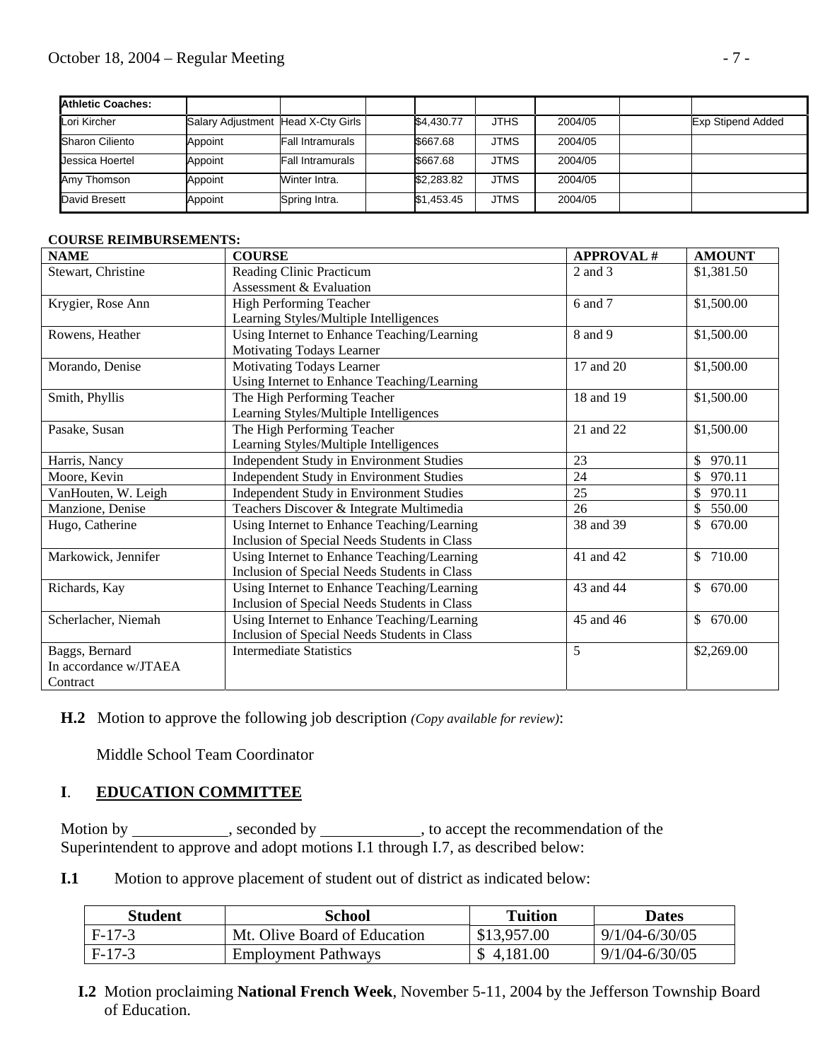| Athletic Coaches: | | | | | | | | |
|---|---|---|---|---|---|---|---|---|
| Lori Kircher | Salary Adjustment | Head X-Cty Girls | | $4,430.77 | JTHS | 2004/05 | | Exp Stipend Added |
| Sharon Ciliento | Appoint | Fall Intramurals | | $667.68 | JTMS | 2004/05 | | |
| Jessica Hoertel | Appoint | Fall Intramurals | | $667.68 | JTMS | 2004/05 | | |
| Amy Thomson | Appoint | Winter Intra. | | $2,283.82 | JTMS | 2004/05 | | |
| David Bresett | Appoint | Spring Intra. | | $1,453.45 | JTMS | 2004/05 | | |

**COURSE REIMBURSEMENTS:**

| NAME | COURSE | APPROVAL # | AMOUNT |
|---|---|---|---|
| Stewart, Christine | Reading Clinic Practicum<br>Assessment & Evaluation | 2 and 3 | $1,381.50 |
| Krygier, Rose Ann | High Performing Teacher<br>Learning Styles/Multiple Intelligences | 6 and 7 | $1,500.00 |
| Rowens, Heather | Using Internet to Enhance Teaching/Learning<br>Motivating Todays Learner | 8 and 9 | $1,500.00 |
| Morando, Denise | Motivating Todays Learner<br>Using Internet to Enhance Teaching/Learning | 17 and 20 | $1,500.00 |
| Smith, Phyllis | The High Performing Teacher<br>Learning Styles/Multiple Intelligences | 18 and 19 | $1,500.00 |
| Pasake, Susan | The High Performing Teacher<br>Learning Styles/Multiple Intelligences | 21 and 22 | $1,500.00 |
| Harris, Nancy | Independent Study in Environment Studies | 23 | $ 970.11 |
| Moore, Kevin | Independent Study in Environment Studies | 24 | $ 970.11 |
| VanHouten, W. Leigh | Independent Study in Environment Studies | 25 | $ 970.11 |
| Manzione, Denise | Teachers Discover & Integrate Multimedia | 26 | $ 550.00 |
| Hugo, Catherine | Using Internet to Enhance Teaching/Learning<br>Inclusion of Special Needs Students in Class | 38 and 39 | $ 670.00 |
| Markowick, Jennifer | Using Internet to Enhance Teaching/Learning<br>Inclusion of Special Needs Students in Class | 41 and 42 | $ 710.00 |
| Richards, Kay | Using Internet to Enhance Teaching/Learning<br>Inclusion of Special Needs Students in Class | 43 and 44 | $ 670.00 |
| Scherlacher, Niemah | Using Internet to Enhance Teaching/Learning<br>Inclusion of Special Needs Students in Class | 45 and 46 | $ 670.00 |
| Baggs, Bernard<br>In accordance w/JTAEA Contract | Intermediate Statistics | 5 | $2,269.00 |

**H.2** Motion to approve the following job description *(Copy available for review)*:

Middle School Team Coordinator

## I. EDUCATION COMMITTEE

Motion by ____________, seconded by ____________, to accept the recommendation of the Superintendent to approve and adopt motions I.1 through I.7, as described below:

**I.1** Motion to approve placement of student out of district as indicated below:

| Student | School | Tuition | Dates |
|---|---|---|---|
| F-17-3 | Mt. Olive Board of Education | $13,957.00 | 9/1/04-6/30/05 |
| F-17-3 | Employment Pathways | $ 4,181.00 | 9/1/04-6/30/05 |

**I.2** Motion proclaiming **National French Week**, November 5-11, 2004 by the Jefferson Township Board of Education.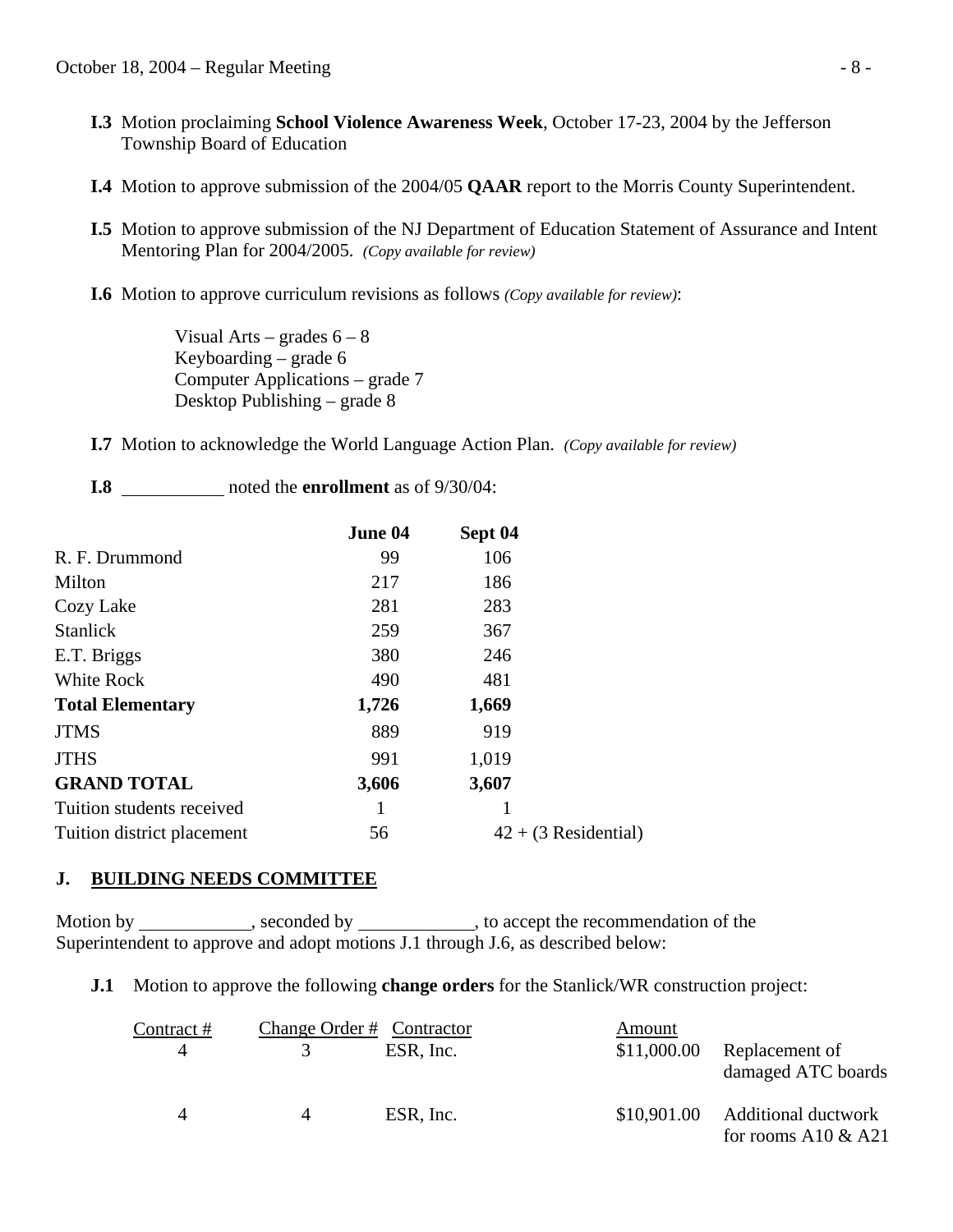**I.3** Motion proclaiming **School Violence Awareness Week**, October 17-23, 2004 by the Jefferson Township Board of Education

**I.4** Motion to approve submission of the 2004/05 **QAAR** report to the Morris County Superintendent.

**I.5** Motion to approve submission of the NJ Department of Education Statement of Assurance and Intent Mentoring Plan for 2004/2005. *(Copy available for review)*

**I.6** Motion to approve curriculum revisions as follows *(Copy available for review)*:

Visual Arts – grades 6 – 8
Keyboarding – grade 6
Computer Applications – grade 7
Desktop Publishing – grade 8

**I.7** Motion to acknowledge the World Language Action Plan. *(Copy available for review)*

**I.8** __________ noted the **enrollment** as of 9/30/04:

| | **June 04** | **Sept 04** |
|---|---|---|
| R. F. Drummond | 99 | 106 |
| Milton | 217 | 186 |
| Cozy Lake | 281 | 283 |
| Stanlick | 259 | 367 |
| E.T. Briggs | 380 | 246 |
| White Rock | 490 | 481 |
| **Total Elementary** | **1,726** | **1,669** |
| JTMS | 889 | 919 |
| JTHS | 991 | 1,019 |
| **GRAND TOTAL** | **3,606** | **3,607** |
| Tuition students received | 1 | 1 |
| Tuition district placement | 56 | 42 + (3 Residential) |

## J. BUILDING NEEDS COMMITTEE

Motion by __________, seconded by __________, to accept the recommendation of the Superintendent to approve and adopt motions J.1 through J.6, as described below:

**J.1** Motion to approve the following **change orders** for the Stanlick/WR construction project:

| Contract # | Change Order # | Contractor | Amount | |
|---|---|---|---|---|
| 4 | 3 | ESR, Inc. | \$11,000.00 | Replacement of damaged ATC boards |
| 4 | 4 | ESR, Inc. | \$10,901.00 | Additional ductwork for rooms A10 & A21 |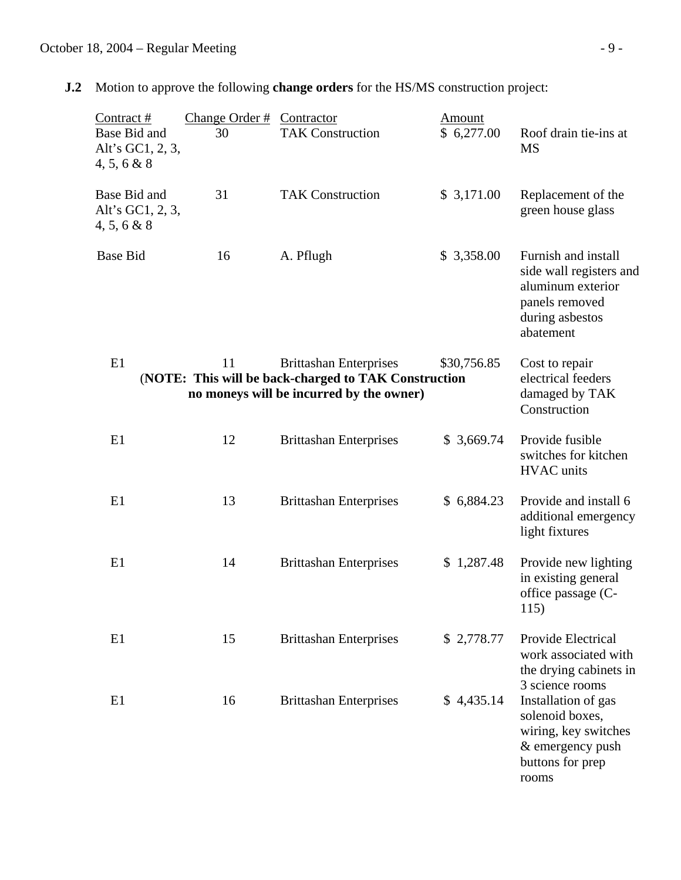**J.2** Motion to approve the following **change orders** for the HS/MS construction project:

| Contract # | Change Order # | Contractor | Amount | |
|---|---|---|---|---|
| Base Bid and Alt's GC1, 2, 3, 4, 5, 6 & 8 | 30 | TAK Construction | $ 6,277.00 | Roof drain tie-ins at MS |
| Base Bid and Alt's GC1, 2, 3, 4, 5, 6 & 8 | 31 | TAK Construction | $ 3,171.00 | Replacement of the green house glass |
| Base Bid | 16 | A. Pflugh | $ 3,358.00 | Furnish and install side wall registers and aluminum exterior panels removed during asbestos abatement |
| E1 | 11 | Brittashan Enterprises **(NOTE: This will be back-charged to TAK Construction no moneys will be incurred by the owner)** | $30,756.85 | Cost to repair electrical feeders damaged by TAK Construction |
| E1 | 12 | Brittashan Enterprises | $ 3,669.74 | Provide fusible switches for kitchen HVAC units |
| E1 | 13 | Brittashan Enterprises | $ 6,884.23 | Provide and install 6 additional emergency light fixtures |
| E1 | 14 | Brittashan Enterprises | $ 1,287.48 | Provide new lighting in existing general office passage (C-115) |
| E1 | 15 | Brittashan Enterprises | $ 2,778.77 | Provide Electrical work associated with the drying cabinets in 3 science rooms |
| E1 | 16 | Brittashan Enterprises | $ 4,435.14 | Installation of gas solenoid boxes, wiring, key switches & emergency push buttons for prep rooms |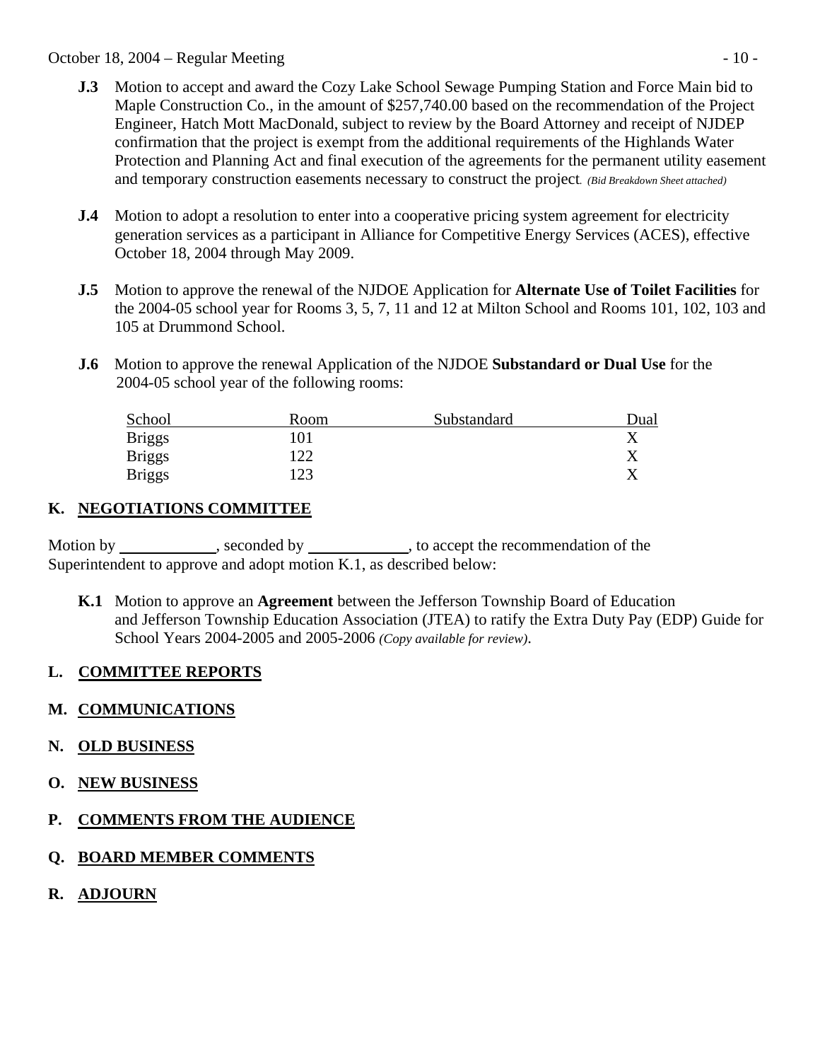**J.3** Motion to accept and award the Cozy Lake School Sewage Pumping Station and Force Main bid to Maple Construction Co., in the amount of $257,740.00 based on the recommendation of the Project Engineer, Hatch Mott MacDonald, subject to review by the Board Attorney and receipt of NJDEP confirmation that the project is exempt from the additional requirements of the Highlands Water Protection and Planning Act and final execution of the agreements for the permanent utility easement and temporary construction easements necessary to construct the project. *(Bid Breakdown Sheet attached)*

**J.4** Motion to adopt a resolution to enter into a cooperative pricing system agreement for electricity generation services as a participant in Alliance for Competitive Energy Services (ACES), effective October 18, 2004 through May 2009.

**J.5** Motion to approve the renewal of the NJDOE Application for **Alternate Use of Toilet Facilities** for the 2004-05 school year for Rooms 3, 5, 7, 11 and 12 at Milton School and Rooms 101, 102, 103 and 105 at Drummond School.

**J.6** Motion to approve the renewal Application of the NJDOE **Substandard or Dual Use** for the 2004-05 school year of the following rooms:

| School | Room | Substandard | Dual |
|---|---|---|---|
| Briggs | 101 | | X |
| Briggs | 122 | | X |
| Briggs | 123 | | X |

## K. NEGOTIATIONS COMMITTEE

Motion by \_\_\_\_\_\_\_\_\_\_\_\_, seconded by \_\_\_\_\_\_\_\_\_\_\_\_, to accept the recommendation of the Superintendent to approve and adopt motion K.1, as described below:

**K.1** Motion to approve an **Agreement** between the Jefferson Township Board of Education and Jefferson Township Education Association (JTEA) to ratify the Extra Duty Pay (EDP) Guide for School Years 2004-2005 and 2005-2006 *(Copy available for review)*.

## L. COMMITTEE REPORTS

## M. COMMUNICATIONS

## N. OLD BUSINESS

## O. NEW BUSINESS

## P. COMMENTS FROM THE AUDIENCE

## Q. BOARD MEMBER COMMENTS

## R. ADJOURN